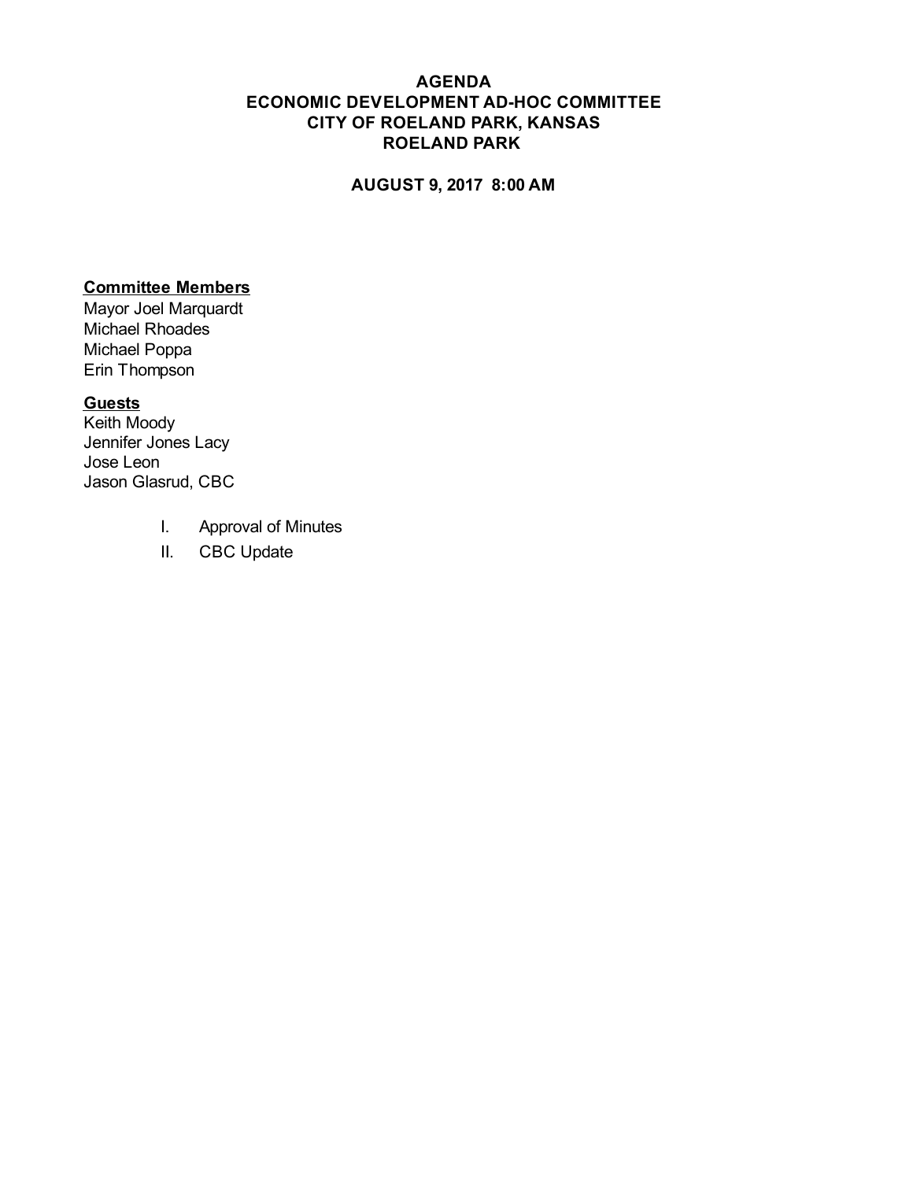# AGENDA
# ECONOMIC DEVELOPMENT AD-HOC COMMITTEE
# CITY OF ROELAND PARK, KANSAS
# ROELAND PARK

**AUGUST 9, 2017 8:00 AM**

**Committee Members**

Mayor Joel Marquardt
Michael Rhoades
Michael Poppa
Erin Thompson

**Guests**

Keith Moody
Jennifer Jones Lacy
Jose Leon
Jason Glasrud, CBC

I. Approval of Minutes

II. CBC Update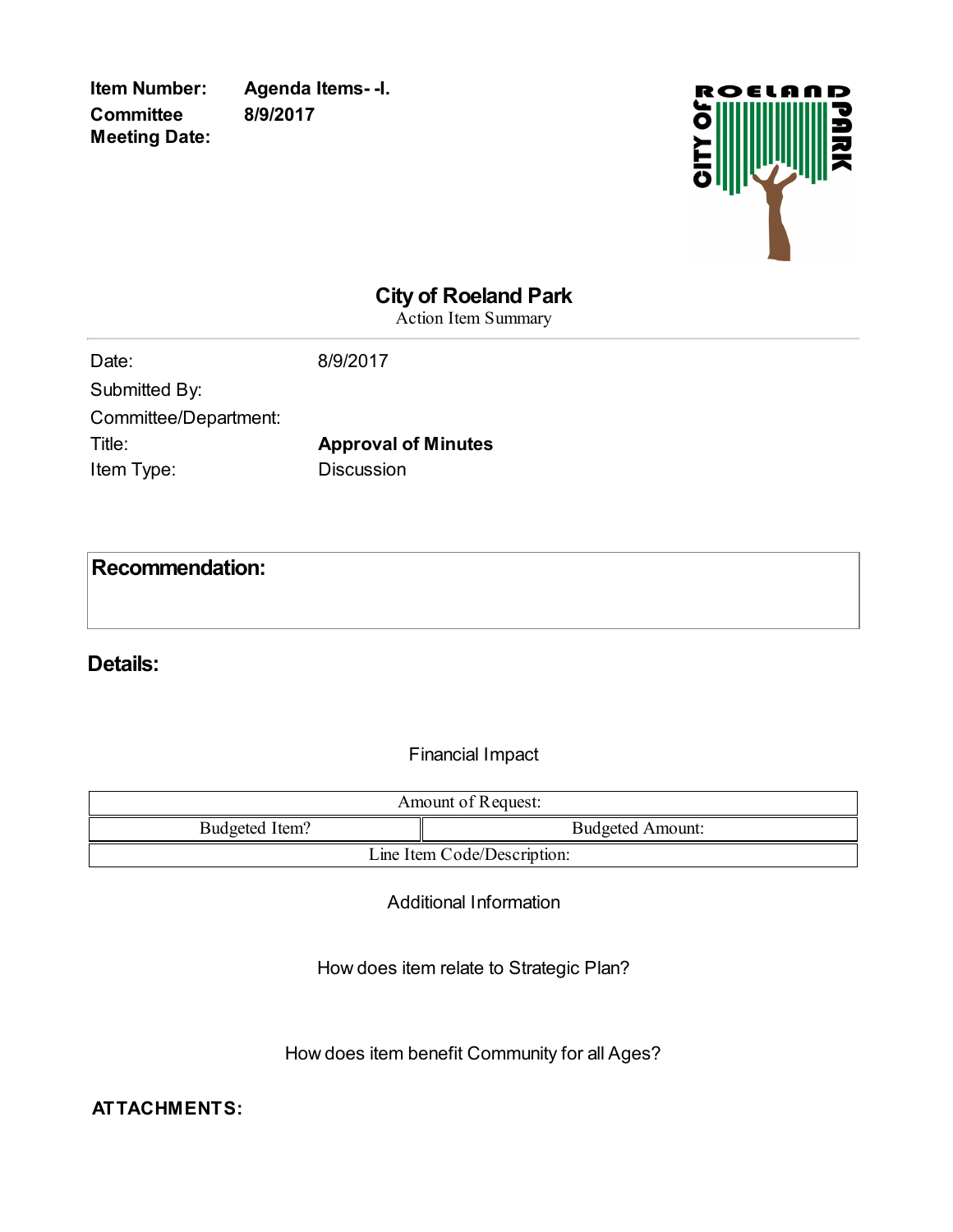**Item Number:** Agenda Items- -I.
**Committee Meeting Date:** 8/9/2017

# City of Roeland Park

Action Item Summary

| | |
|---|---|
| Date: | 8/9/2017 |
| Submitted By: | |
| Committee/Department: | |
| Title: | **Approval of Minutes** |
| Item Type: | Discussion |

## Recommendation:

## Details:

Financial Impact

| Amount of Request: | |
|---|---|
| Budgeted Item? | Budgeted Amount: |
| Line Item Code/Description: | |

Additional Information

How does item relate to Strategic Plan?

How does item benefit Community for all Ages?

**ATTACHMENTS:**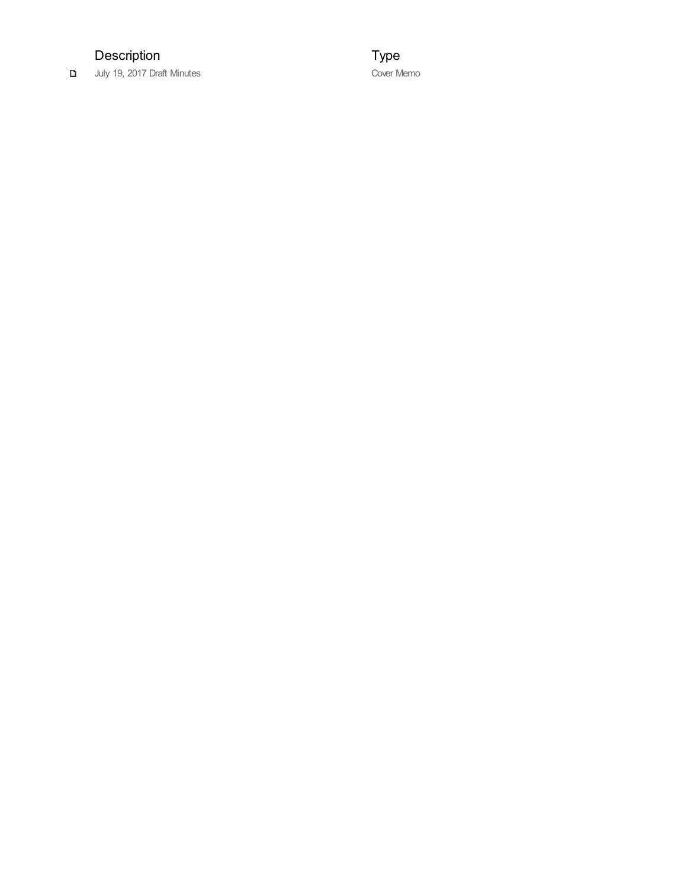| Description | Type |
| --- | --- |
| July 19, 2017 Draft Minutes | Cover Memo |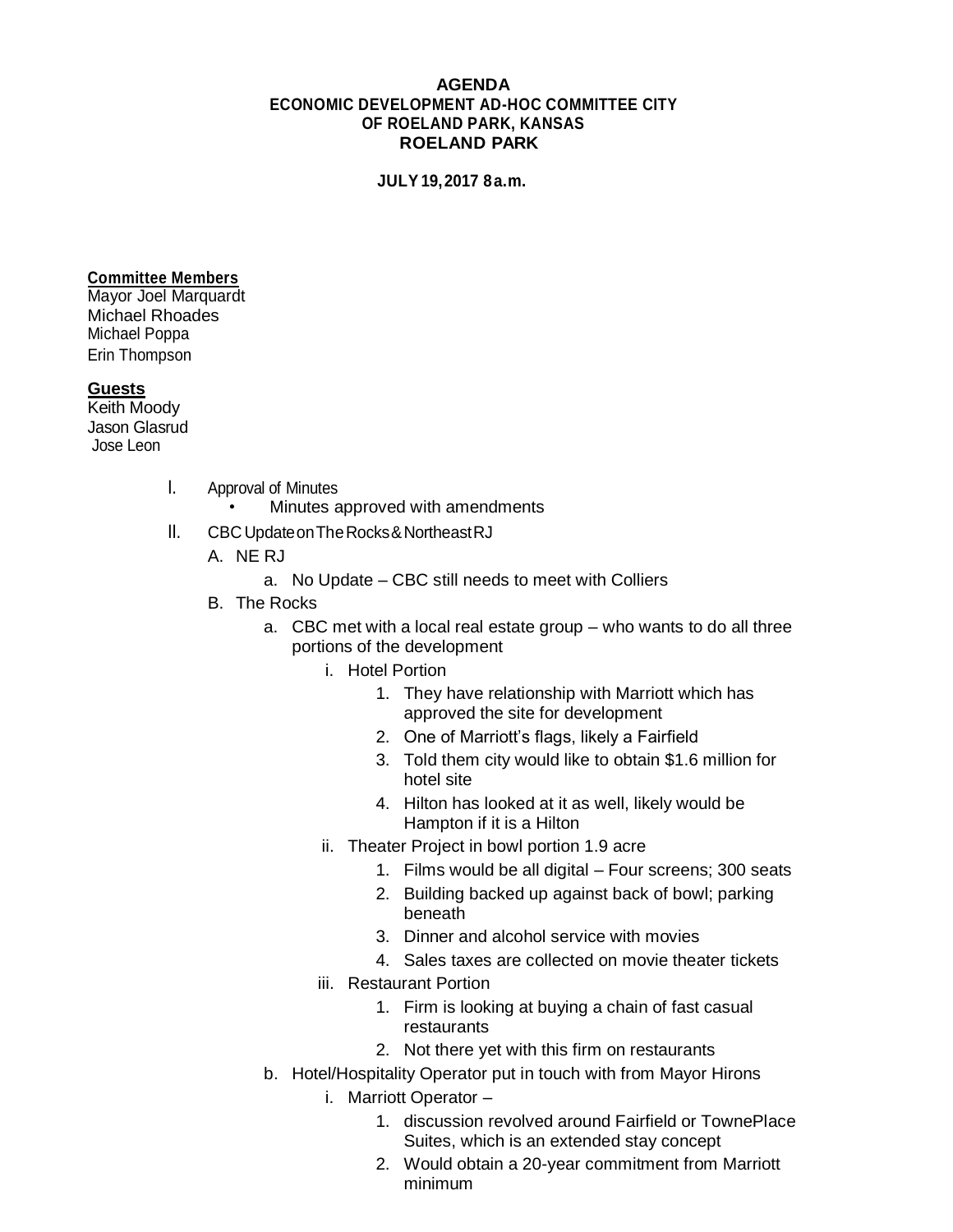**AGENDA**
**ECONOMIC DEVELOPMENT AD-HOC COMMITTEE CITY OF ROELAND PARK, KANSAS**
**ROELAND PARK**

**JULY 19, 2017 8 a.m.**

**Committee Members**
Mayor Joel Marquardt
Michael Rhoades
Michael Poppa
Erin Thompson

**Guests**
Keith Moody
Jason Glasrud
Jose Leon

I. Approval of Minutes
   - Minutes approved with amendments

II. CBC Update on The Rocks & Northeast RJ
   A. NE RJ
      a. No Update – CBC still needs to meet with Colliers
   B. The Rocks
      a. CBC met with a local real estate group – who wants to do all three portions of the development
         i. Hotel Portion
            1. They have relationship with Marriott which has approved the site for development
            2. One of Marriott's flags, likely a Fairfield
            3. Told them city would like to obtain $1.6 million for hotel site
            4. Hilton has looked at it as well, likely would be Hampton if it is a Hilton
         ii. Theater Project in bowl portion 1.9 acre
            1. Films would be all digital – Four screens; 300 seats
            2. Building backed up against back of bowl; parking beneath
            3. Dinner and alcohol service with movies
            4. Sales taxes are collected on movie theater tickets
         iii. Restaurant Portion
            1. Firm is looking at buying a chain of fast casual restaurants
            2. Not there yet with this firm on restaurants
      b. Hotel/Hospitality Operator put in touch with from Mayor Hirons
         i. Marriott Operator –
            1. discussion revolved around Fairfield or TownePlace Suites, which is an extended stay concept
            2. Would obtain a 20-year commitment from Marriott minimum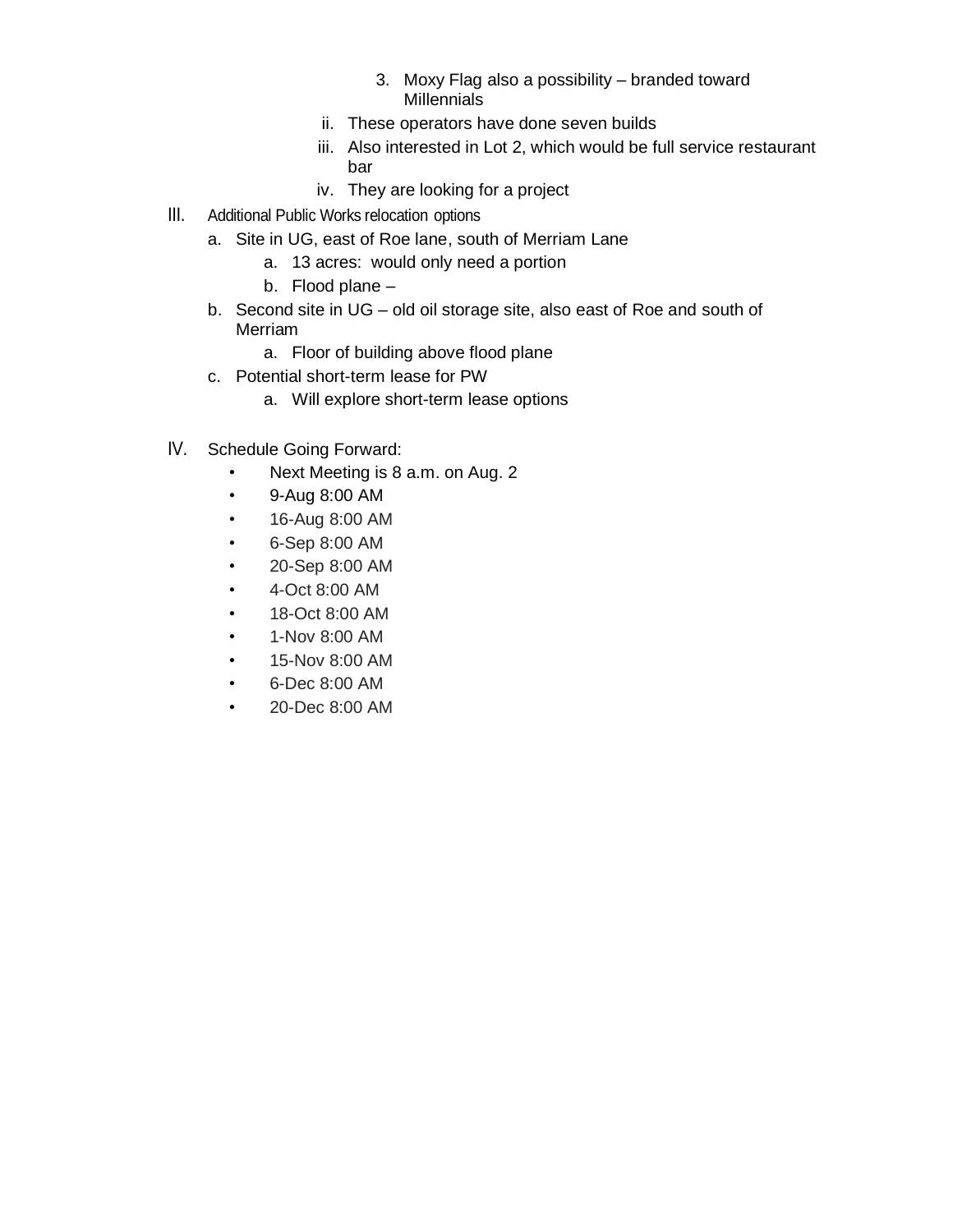3. Moxy Flag also a possibility – branded toward Millennials
        ii. These operators have done seven builds
        iii. Also interested in Lot 2, which would be full service restaurant bar
        iv. They are looking for a project

III. Additional Public Works relocation options
    a. Site in UG, east of Roe lane, south of Merriam Lane
        a. 13 acres: would only need a portion
        b. Flood plane –
    b. Second site in UG – old oil storage site, also east of Roe and south of Merriam
        a. Floor of building above flood plane
    c. Potential short-term lease for PW
        a. Will explore short-term lease options

IV. Schedule Going Forward:
    - Next Meeting is 8 a.m. on Aug. 2
    - 9-Aug 8:00 AM
    - 16-Aug 8:00 AM
    - 6-Sep 8:00 AM
    - 20-Sep 8:00 AM
    - 4-Oct 8:00 AM
    - 18-Oct 8:00 AM
    - 1-Nov 8:00 AM
    - 15-Nov 8:00 AM
    - 6-Dec 8:00 AM
    - 20-Dec 8:00 AM